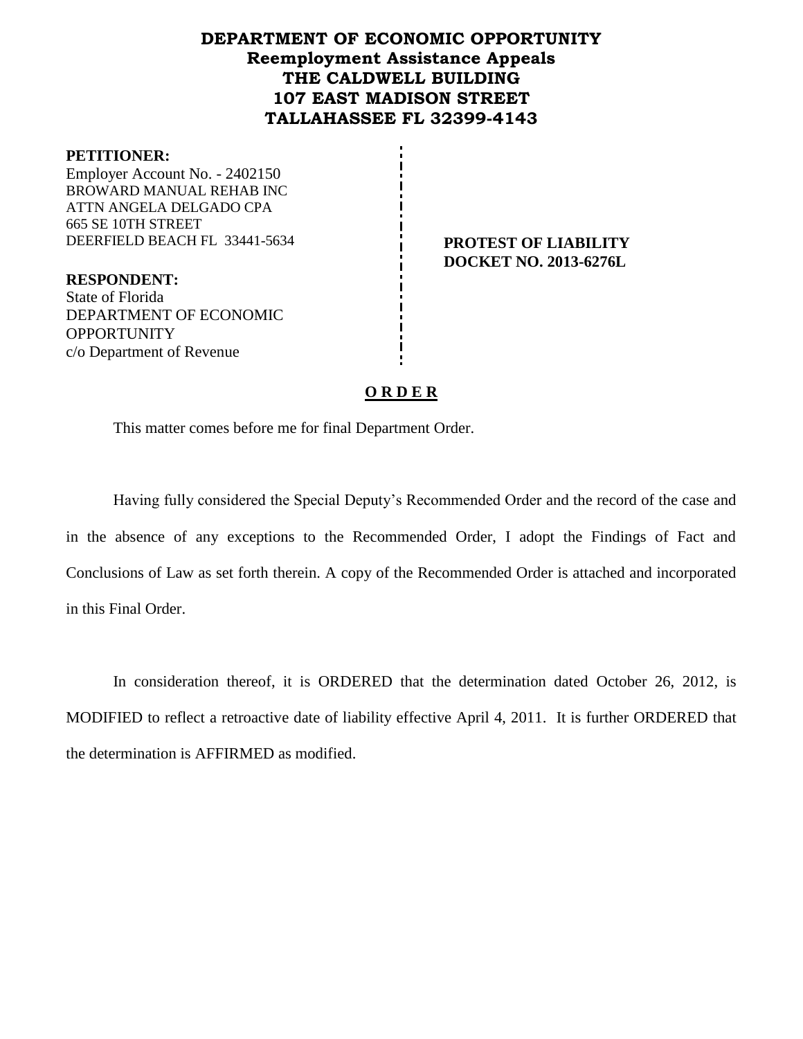# DEPARTMENT OF ECONOMIC OPPORTUNITY
## Reemployment Assistance Appeals
## THE CALDWELL BUILDING
## 107 EAST MADISON STREET
## TALLAHASSEE FL 32399-4143

**PETITIONER:**
Employer Account No. - 2402150
BROWARD MANUAL REHAB INC
ATTN ANGELA DELGADO CPA
665 SE 10TH STREET
DEERFIELD BEACH FL 33441-5634

**PROTEST OF LIABILITY**
**DOCKET NO. 2013-6276L**

**RESPONDENT:**
State of Florida
DEPARTMENT OF ECONOMIC OPPORTUNITY
c/o Department of Revenue

**O R D E R**

This matter comes before me for final Department Order.

Having fully considered the Special Deputy's Recommended Order and the record of the case and in the absence of any exceptions to the Recommended Order, I adopt the Findings of Fact and Conclusions of Law as set forth therein. A copy of the Recommended Order is attached and incorporated in this Final Order.

In consideration thereof, it is ORDERED that the determination dated October 26, 2012, is MODIFIED to reflect a retroactive date of liability effective April 4, 2011. It is further ORDERED that the determination is AFFIRMED as modified.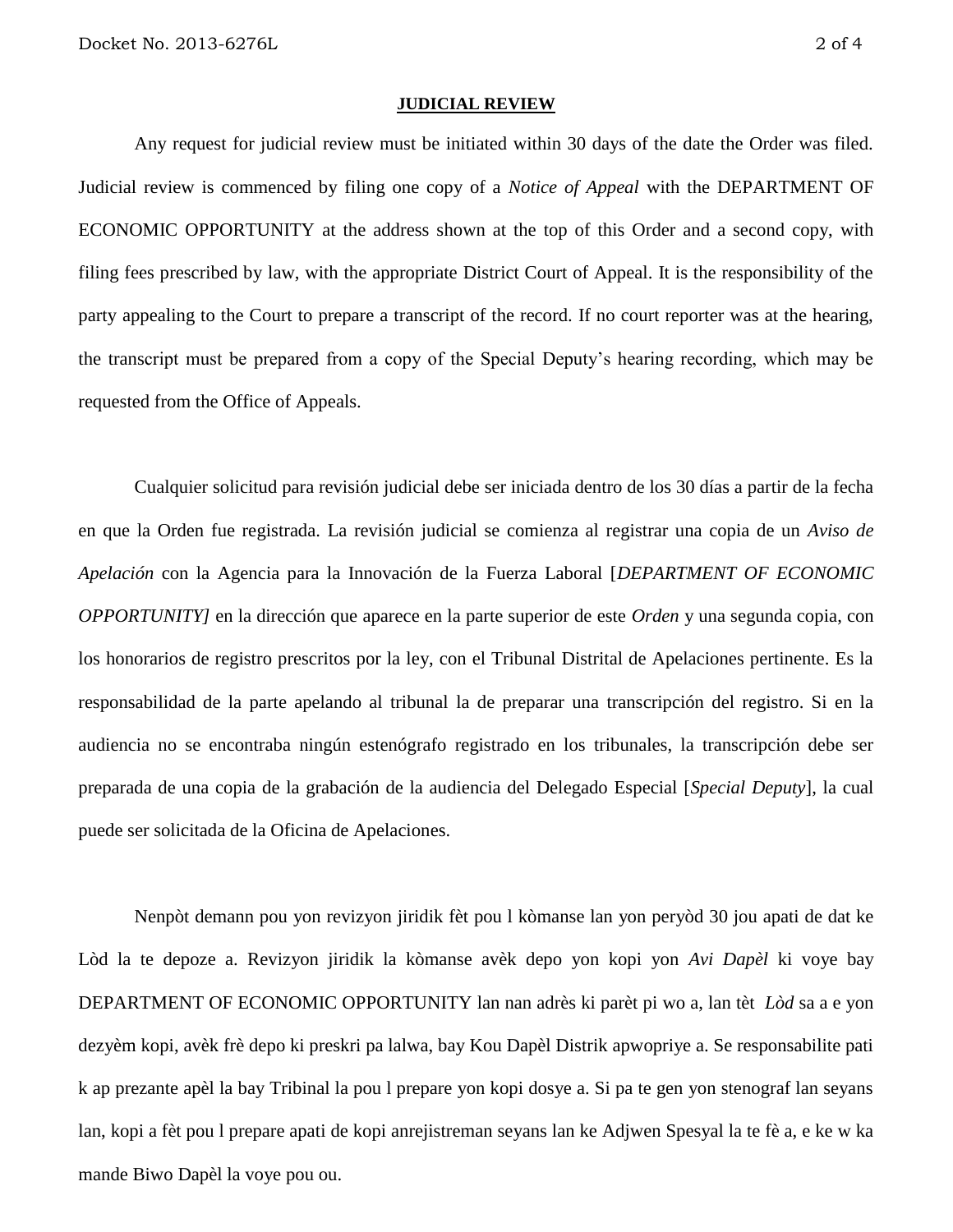## JUDICIAL REVIEW

Any request for judicial review must be initiated within 30 days of the date the Order was filed. Judicial review is commenced by filing one copy of a *Notice of Appeal* with the DEPARTMENT OF ECONOMIC OPPORTUNITY at the address shown at the top of this Order and a second copy, with filing fees prescribed by law, with the appropriate District Court of Appeal. It is the responsibility of the party appealing to the Court to prepare a transcript of the record. If no court reporter was at the hearing, the transcript must be prepared from a copy of the Special Deputy's hearing recording, which may be requested from the Office of Appeals.

Cualquier solicitud para revisión judicial debe ser iniciada dentro de los 30 días a partir de la fecha en que la Orden fue registrada. La revisión judicial se comienza al registrar una copia de un *Aviso de Apelación* con la Agencia para la Innovación de la Fuerza Laboral [*DEPARTMENT OF ECONOMIC OPPORTUNITY]* en la dirección que aparece en la parte superior de este *Orden* y una segunda copia, con los honorarios de registro prescritos por la ley, con el Tribunal Distrital de Apelaciones pertinente. Es la responsabilidad de la parte apelando al tribunal la de preparar una transcripción del registro. Si en la audiencia no se encontraba ningún estenógrafo registrado en los tribunales, la transcripción debe ser preparada de una copia de la grabación de la audiencia del Delegado Especial [*Special Deputy*], la cual puede ser solicitada de la Oficina de Apelaciones.

Nenpòt demann pou yon revizyon jiridik fèt pou l kòmanse lan yon peryòd 30 jou apati de dat ke Lòd la te depoze a. Revizyon jiridik la kòmanse avèk depo yon kopi yon *Avi Dapèl* ki voye bay DEPARTMENT OF ECONOMIC OPPORTUNITY lan nan adrès ki parèt pi wo a, lan tèt *Lòd* sa a e yon dezyèm kopi, avèk frè depo ki preskri pa lalwa, bay Kou Dapèl Distrik apwopriye a. Se responsabilite pati k ap prezante apèl la bay Tribinal la pou l prepare yon kopi dosye a. Si pa te gen yon stenograf lan seyans lan, kopi a fèt pou l prepare apati de kopi anrejistreman seyans lan ke Adjwen Spesyal la te fè a, e ke w ka mande Biwo Dapèl la voye pou ou.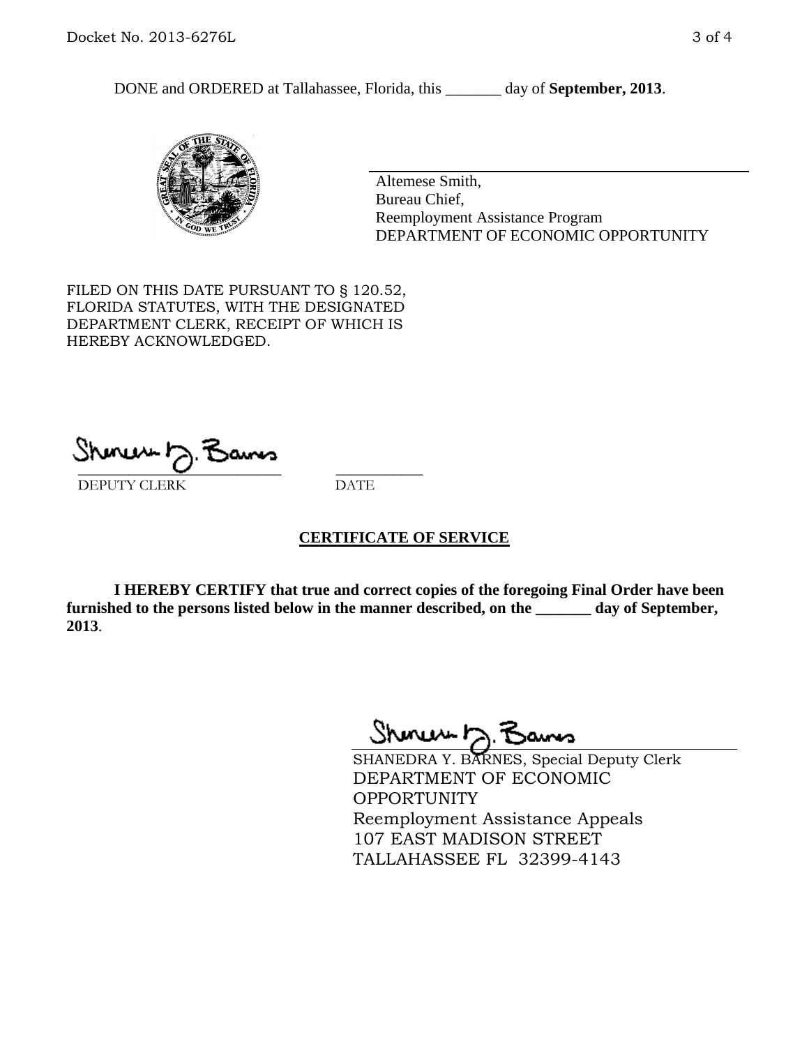DONE and ORDERED at Tallahassee, Florida, this _______ day of **September, 2013**.

Altemese Smith,
Bureau Chief,
Reemployment Assistance Program
DEPARTMENT OF ECONOMIC OPPORTUNITY

FILED ON THIS DATE PURSUANT TO § 120.52, FLORIDA STATUTES, WITH THE DESIGNATED DEPARTMENT CLERK, RECEIPT OF WHICH IS HEREBY ACKNOWLEDGED.

___________________________ ___________
DEPUTY CLERK DATE

## CERTIFICATE OF SERVICE

**I HEREBY CERTIFY that true and correct copies of the foregoing Final Order have been furnished to the persons listed below in the manner described, on the _______ day of September, 2013**.

SHANEDRA Y. BARNES, Special Deputy Clerk
DEPARTMENT OF ECONOMIC OPPORTUNITY
Reemployment Assistance Appeals
107 EAST MADISON STREET
TALLAHASSEE FL 32399-4143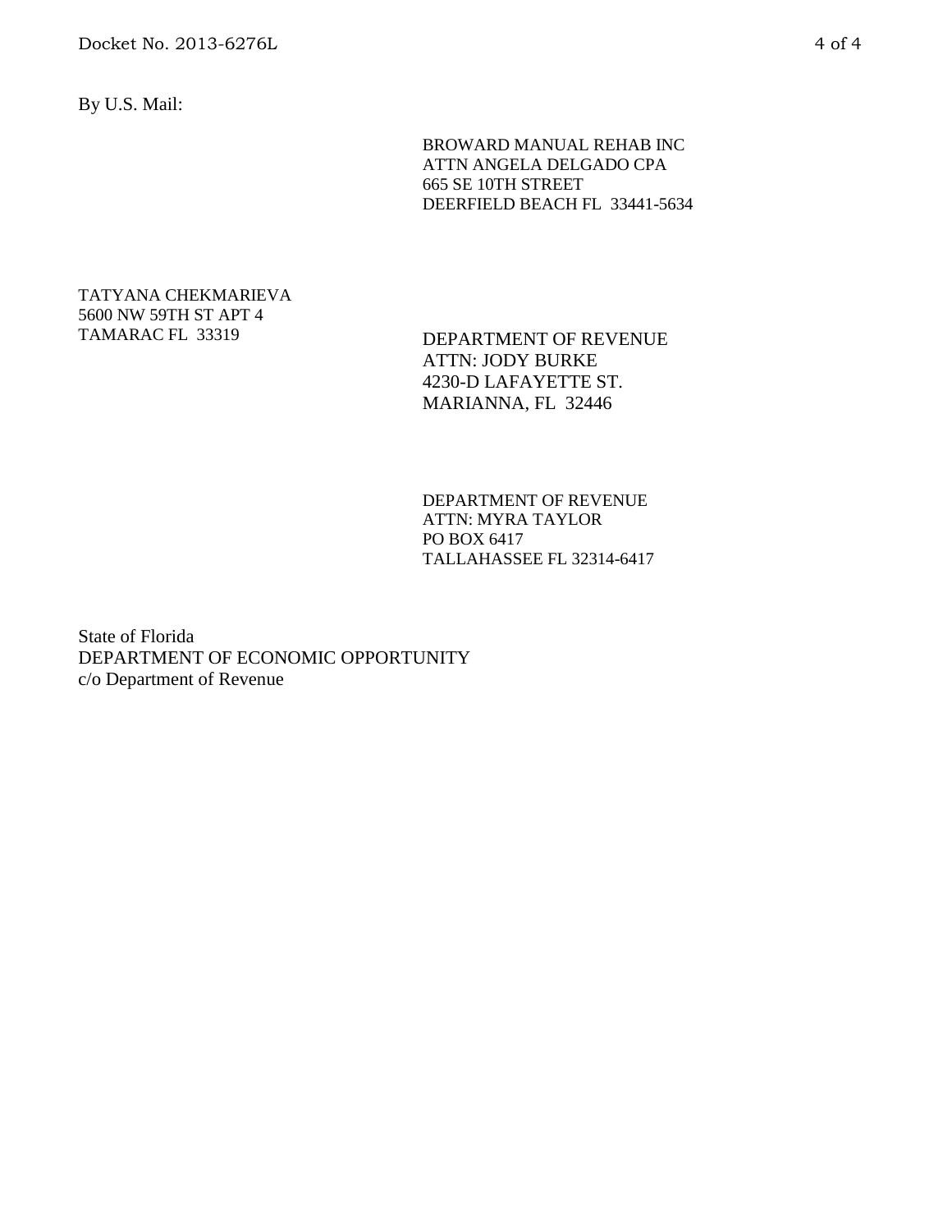By U.S. Mail:

BROWARD MANUAL REHAB INC
ATTN ANGELA DELGADO CPA
665 SE 10TH STREET
DEERFIELD BEACH FL 33441-5634

TATYANA CHEKMARIEVA
5600 NW 59TH ST APT 4
TAMARAC FL 33319

DEPARTMENT OF REVENUE
ATTN: JODY BURKE
4230-D LAFAYETTE ST.
MARIANNA, FL 32446

DEPARTMENT OF REVENUE
ATTN: MYRA TAYLOR
PO BOX 6417
TALLAHASSEE FL 32314-6417

State of Florida
DEPARTMENT OF ECONOMIC OPPORTUNITY
c/o Department of Revenue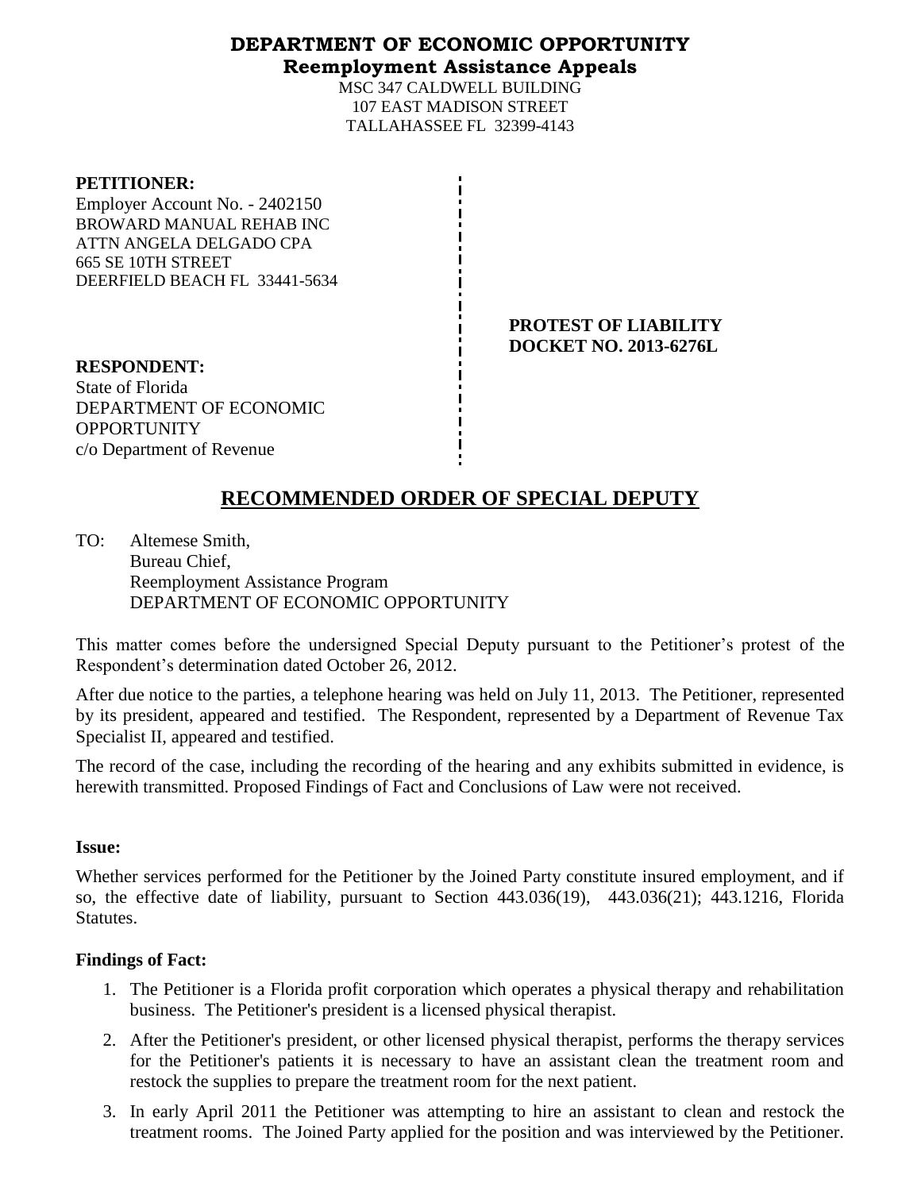# DEPARTMENT OF ECONOMIC OPPORTUNITY
## Reemployment Assistance Appeals

MSC 347 CALDWELL BUILDING
107 EAST MADISON STREET
TALLAHASSEE FL 32399-4143

**PETITIONER:**
Employer Account No. - 2402150
BROWARD MANUAL REHAB INC
ATTN ANGELA DELGADO CPA
665 SE 10TH STREET
DEERFIELD BEACH FL 33441-5634

**PROTEST OF LIABILITY**
**DOCKET NO. 2013-6276L**

**RESPONDENT:**
State of Florida
DEPARTMENT OF ECONOMIC OPPORTUNITY
c/o Department of Revenue

# RECOMMENDED ORDER OF SPECIAL DEPUTY

TO: Altemese Smith,
Bureau Chief,
Reemployment Assistance Program
DEPARTMENT OF ECONOMIC OPPORTUNITY

This matter comes before the undersigned Special Deputy pursuant to the Petitioner's protest of the Respondent's determination dated October 26, 2012.

After due notice to the parties, a telephone hearing was held on July 11, 2013. The Petitioner, represented by its president, appeared and testified. The Respondent, represented by a Department of Revenue Tax Specialist II, appeared and testified.

The record of the case, including the recording of the hearing and any exhibits submitted in evidence, is herewith transmitted. Proposed Findings of Fact and Conclusions of Law were not received.

**Issue:**

Whether services performed for the Petitioner by the Joined Party constitute insured employment, and if so, the effective date of liability, pursuant to Section 443.036(19), 443.036(21); 443.1216, Florida Statutes.

**Findings of Fact:**

1. The Petitioner is a Florida profit corporation which operates a physical therapy and rehabilitation business. The Petitioner's president is a licensed physical therapist.
2. After the Petitioner's president, or other licensed physical therapist, performs the therapy services for the Petitioner's patients it is necessary to have an assistant clean the treatment room and restock the supplies to prepare the treatment room for the next patient.
3. In early April 2011 the Petitioner was attempting to hire an assistant to clean and restock the treatment rooms. The Joined Party applied for the position and was interviewed by the Petitioner.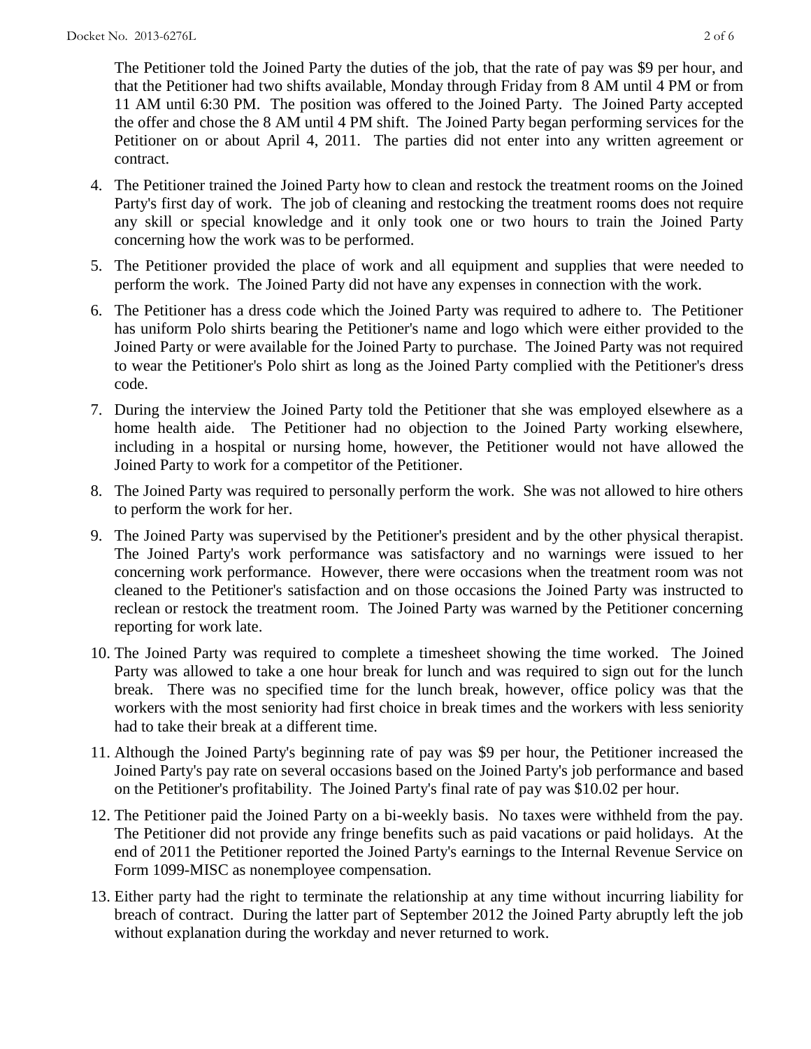The Petitioner told the Joined Party the duties of the job, that the rate of pay was $9 per hour, and that the Petitioner had two shifts available, Monday through Friday from 8 AM until 4 PM or from 11 AM until 6:30 PM. The position was offered to the Joined Party. The Joined Party accepted the offer and chose the 8 AM until 4 PM shift. The Joined Party began performing services for the Petitioner on or about April 4, 2011. The parties did not enter into any written agreement or contract.

4. The Petitioner trained the Joined Party how to clean and restock the treatment rooms on the Joined Party's first day of work. The job of cleaning and restocking the treatment rooms does not require any skill or special knowledge and it only took one or two hours to train the Joined Party concerning how the work was to be performed.

5. The Petitioner provided the place of work and all equipment and supplies that were needed to perform the work. The Joined Party did not have any expenses in connection with the work.

6. The Petitioner has a dress code which the Joined Party was required to adhere to. The Petitioner has uniform Polo shirts bearing the Petitioner's name and logo which were either provided to the Joined Party or were available for the Joined Party to purchase. The Joined Party was not required to wear the Petitioner's Polo shirt as long as the Joined Party complied with the Petitioner's dress code.

7. During the interview the Joined Party told the Petitioner that she was employed elsewhere as a home health aide. The Petitioner had no objection to the Joined Party working elsewhere, including in a hospital or nursing home, however, the Petitioner would not have allowed the Joined Party to work for a competitor of the Petitioner.

8. The Joined Party was required to personally perform the work. She was not allowed to hire others to perform the work for her.

9. The Joined Party was supervised by the Petitioner's president and by the other physical therapist. The Joined Party's work performance was satisfactory and no warnings were issued to her concerning work performance. However, there were occasions when the treatment room was not cleaned to the Petitioner's satisfaction and on those occasions the Joined Party was instructed to reclean or restock the treatment room. The Joined Party was warned by the Petitioner concerning reporting for work late.

10. The Joined Party was required to complete a timesheet showing the time worked. The Joined Party was allowed to take a one hour break for lunch and was required to sign out for the lunch break. There was no specified time for the lunch break, however, office policy was that the workers with the most seniority had first choice in break times and the workers with less seniority had to take their break at a different time.

11. Although the Joined Party's beginning rate of pay was $9 per hour, the Petitioner increased the Joined Party's pay rate on several occasions based on the Joined Party's job performance and based on the Petitioner's profitability. The Joined Party's final rate of pay was $10.02 per hour.

12. The Petitioner paid the Joined Party on a bi-weekly basis. No taxes were withheld from the pay. The Petitioner did not provide any fringe benefits such as paid vacations or paid holidays. At the end of 2011 the Petitioner reported the Joined Party's earnings to the Internal Revenue Service on Form 1099-MISC as nonemployee compensation.

13. Either party had the right to terminate the relationship at any time without incurring liability for breach of contract. During the latter part of September 2012 the Joined Party abruptly left the job without explanation during the workday and never returned to work.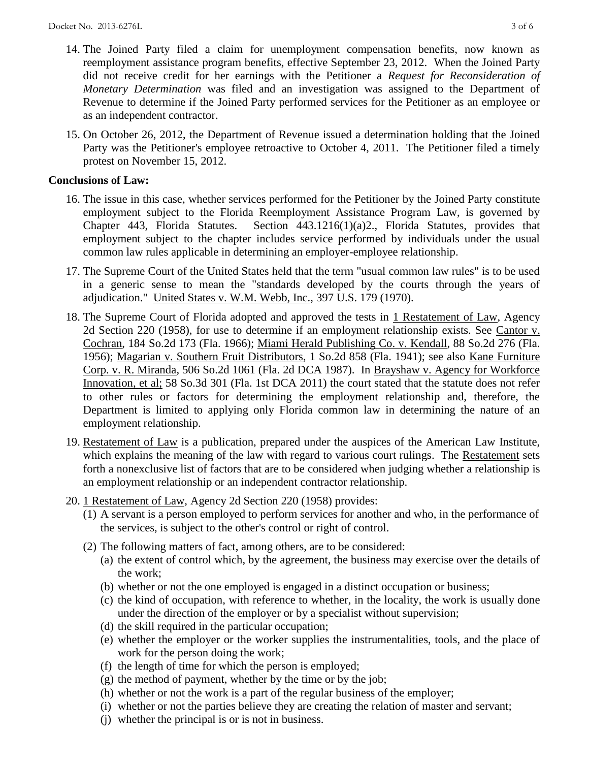14. The Joined Party filed a claim for unemployment compensation benefits, now known as reemployment assistance program benefits, effective September 23, 2012. When the Joined Party did not receive credit for her earnings with the Petitioner a *Request for Reconsideration of Monetary Determination* was filed and an investigation was assigned to the Department of Revenue to determine if the Joined Party performed services for the Petitioner as an employee or as an independent contractor.

15. On October 26, 2012, the Department of Revenue issued a determination holding that the Joined Party was the Petitioner's employee retroactive to October 4, 2011. The Petitioner filed a timely protest on November 15, 2012.

**Conclusions of Law:**

16. The issue in this case, whether services performed for the Petitioner by the Joined Party constitute employment subject to the Florida Reemployment Assistance Program Law, is governed by Chapter 443, Florida Statutes. Section 443.1216(1)(a)2., Florida Statutes, provides that employment subject to the chapter includes service performed by individuals under the usual common law rules applicable in determining an employer-employee relationship.

17. The Supreme Court of the United States held that the term "usual common law rules" is to be used in a generic sense to mean the "standards developed by the courts through the years of adjudication." United States v. W.M. Webb, Inc., 397 U.S. 179 (1970).

18. The Supreme Court of Florida adopted and approved the tests in 1 Restatement of Law, Agency 2d Section 220 (1958), for use to determine if an employment relationship exists. See Cantor v. Cochran, 184 So.2d 173 (Fla. 1966); Miami Herald Publishing Co. v. Kendall, 88 So.2d 276 (Fla. 1956); Magarian v. Southern Fruit Distributors, 1 So.2d 858 (Fla. 1941); see also Kane Furniture Corp. v. R. Miranda, 506 So.2d 1061 (Fla. 2d DCA 1987). In Brayshaw v. Agency for Workforce Innovation, et al; 58 So.3d 301 (Fla. 1st DCA 2011) the court stated that the statute does not refer to other rules or factors for determining the employment relationship and, therefore, the Department is limited to applying only Florida common law in determining the nature of an employment relationship.

19. Restatement of Law is a publication, prepared under the auspices of the American Law Institute, which explains the meaning of the law with regard to various court rulings. The Restatement sets forth a nonexclusive list of factors that are to be considered when judging whether a relationship is an employment relationship or an independent contractor relationship.

20. 1 Restatement of Law, Agency 2d Section 220 (1958) provides:
    (1) A servant is a person employed to perform services for another and who, in the performance of the services, is subject to the other's control or right of control.
    (2) The following matters of fact, among others, are to be considered:
        (a) the extent of control which, by the agreement, the business may exercise over the details of the work;
        (b) whether or not the one employed is engaged in a distinct occupation or business;
        (c) the kind of occupation, with reference to whether, in the locality, the work is usually done under the direction of the employer or by a specialist without supervision;
        (d) the skill required in the particular occupation;
        (e) whether the employer or the worker supplies the instrumentalities, tools, and the place of work for the person doing the work;
        (f) the length of time for which the person is employed;
        (g) the method of payment, whether by the time or by the job;
        (h) whether or not the work is a part of the regular business of the employer;
        (i) whether or not the parties believe they are creating the relation of master and servant;
        (j) whether the principal is or is not in business.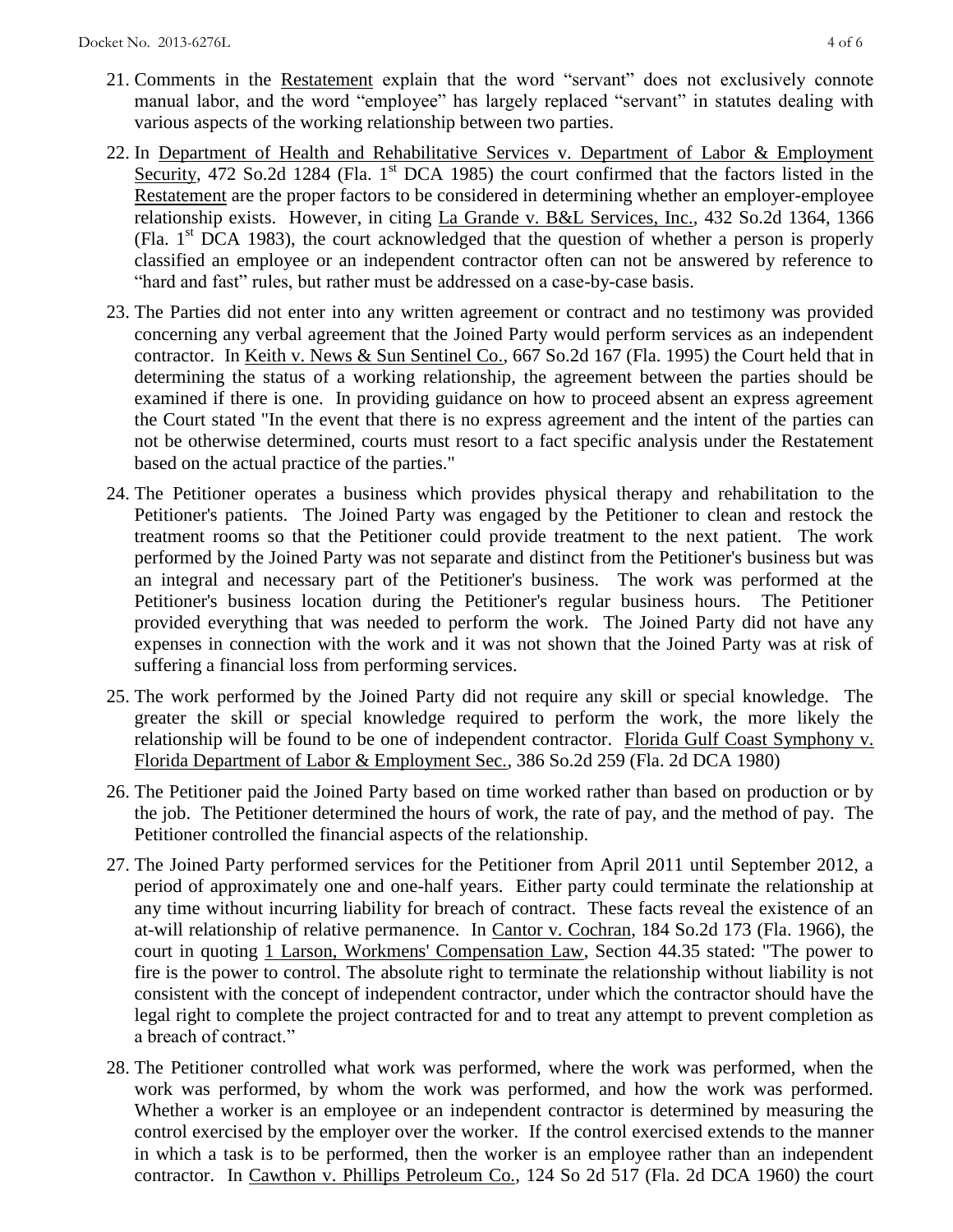21. Comments in the Restatement explain that the word "servant" does not exclusively connote manual labor, and the word "employee" has largely replaced "servant" in statutes dealing with various aspects of the working relationship between two parties.

22. In Department of Health and Rehabilitative Services v. Department of Labor & Employment Security, 472 So.2d 1284 (Fla. 1st DCA 1985) the court confirmed that the factors listed in the Restatement are the proper factors to be considered in determining whether an employer-employee relationship exists. However, in citing La Grande v. B&L Services, Inc., 432 So.2d 1364, 1366 (Fla. 1st DCA 1983), the court acknowledged that the question of whether a person is properly classified an employee or an independent contractor often can not be answered by reference to "hard and fast" rules, but rather must be addressed on a case-by-case basis.

23. The Parties did not enter into any written agreement or contract and no testimony was provided concerning any verbal agreement that the Joined Party would perform services as an independent contractor. In Keith v. News & Sun Sentinel Co., 667 So.2d 167 (Fla. 1995) the Court held that in determining the status of a working relationship, the agreement between the parties should be examined if there is one. In providing guidance on how to proceed absent an express agreement the Court stated "In the event that there is no express agreement and the intent of the parties can not be otherwise determined, courts must resort to a fact specific analysis under the Restatement based on the actual practice of the parties."

24. The Petitioner operates a business which provides physical therapy and rehabilitation to the Petitioner's patients. The Joined Party was engaged by the Petitioner to clean and restock the treatment rooms so that the Petitioner could provide treatment to the next patient. The work performed by the Joined Party was not separate and distinct from the Petitioner's business but was an integral and necessary part of the Petitioner's business. The work was performed at the Petitioner's business location during the Petitioner's regular business hours. The Petitioner provided everything that was needed to perform the work. The Joined Party did not have any expenses in connection with the work and it was not shown that the Joined Party was at risk of suffering a financial loss from performing services.

25. The work performed by the Joined Party did not require any skill or special knowledge. The greater the skill or special knowledge required to perform the work, the more likely the relationship will be found to be one of independent contractor. Florida Gulf Coast Symphony v. Florida Department of Labor & Employment Sec., 386 So.2d 259 (Fla. 2d DCA 1980)

26. The Petitioner paid the Joined Party based on time worked rather than based on production or by the job. The Petitioner determined the hours of work, the rate of pay, and the method of pay. The Petitioner controlled the financial aspects of the relationship.

27. The Joined Party performed services for the Petitioner from April 2011 until September 2012, a period of approximately one and one-half years. Either party could terminate the relationship at any time without incurring liability for breach of contract. These facts reveal the existence of an at-will relationship of relative permanence. In Cantor v. Cochran, 184 So.2d 173 (Fla. 1966), the court in quoting 1 Larson, Workmens' Compensation Law, Section 44.35 stated: "The power to fire is the power to control. The absolute right to terminate the relationship without liability is not consistent with the concept of independent contractor, under which the contractor should have the legal right to complete the project contracted for and to treat any attempt to prevent completion as a breach of contract."

28. The Petitioner controlled what work was performed, where the work was performed, when the work was performed, by whom the work was performed, and how the work was performed. Whether a worker is an employee or an independent contractor is determined by measuring the control exercised by the employer over the worker. If the control exercised extends to the manner in which a task is to be performed, then the worker is an employee rather than an independent contractor. In Cawthon v. Phillips Petroleum Co., 124 So 2d 517 (Fla. 2d DCA 1960) the court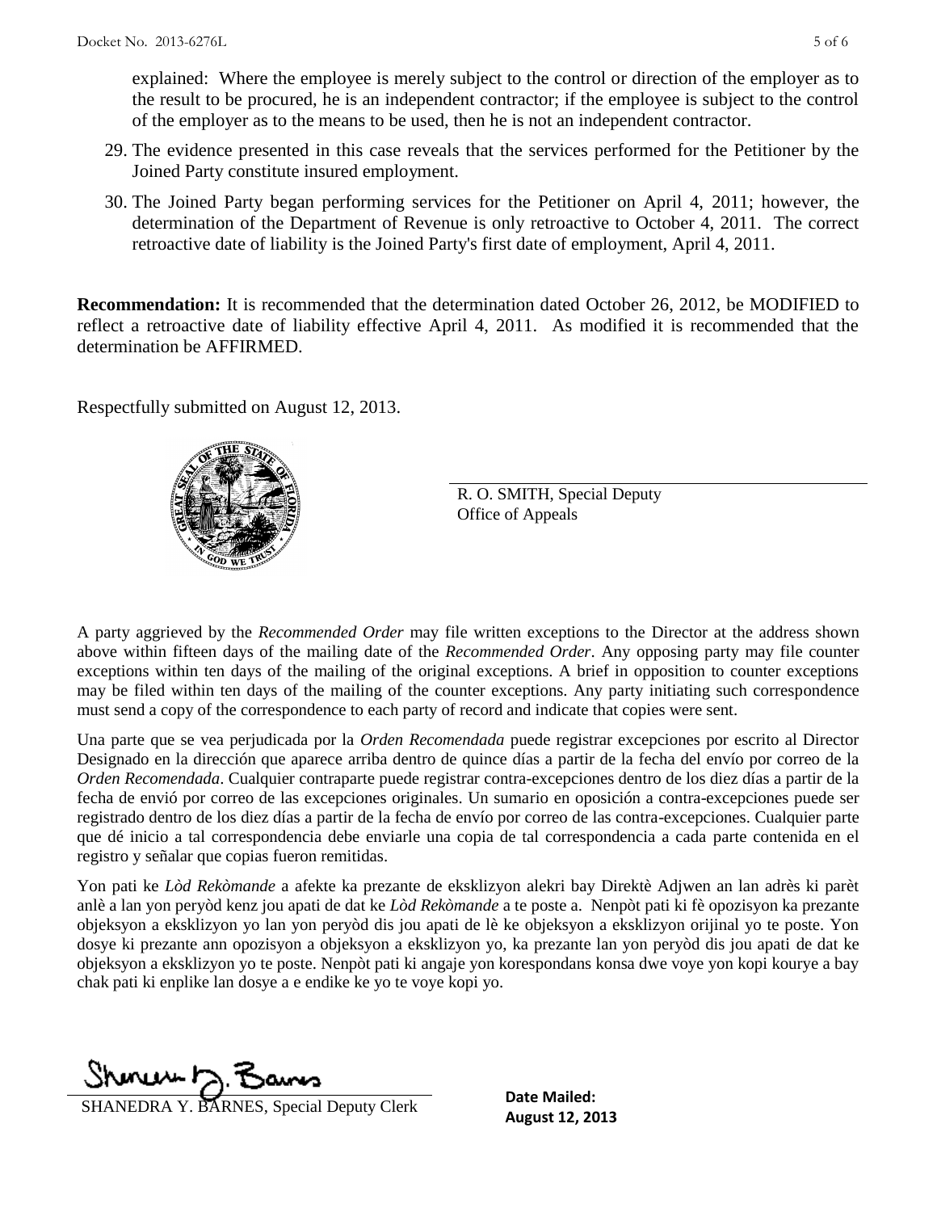explained: Where the employee is merely subject to the control or direction of the employer as to the result to be procured, he is an independent contractor; if the employee is subject to the control of the employer as to the means to be used, then he is not an independent contractor.

29. The evidence presented in this case reveals that the services performed for the Petitioner by the Joined Party constitute insured employment.
30. The Joined Party began performing services for the Petitioner on April 4, 2011; however, the determination of the Department of Revenue is only retroactive to October 4, 2011. The correct retroactive date of liability is the Joined Party's first date of employment, April 4, 2011.

**Recommendation:** It is recommended that the determination dated October 26, 2012, be MODIFIED to reflect a retroactive date of liability effective April 4, 2011. As modified it is recommended that the determination be AFFIRMED.

Respectfully submitted on August 12, 2013.

R. O. SMITH, Special Deputy
Office of Appeals

A party aggrieved by the *Recommended Order* may file written exceptions to the Director at the address shown above within fifteen days of the mailing date of the *Recommended Order*. Any opposing party may file counter exceptions within ten days of the mailing of the original exceptions. A brief in opposition to counter exceptions may be filed within ten days of the mailing of the counter exceptions. Any party initiating such correspondence must send a copy of the correspondence to each party of record and indicate that copies were sent.

Una parte que se vea perjudicada por la *Orden Recomendada* puede registrar excepciones por escrito al Director Designado en la dirección que aparece arriba dentro de quince días a partir de la fecha del envío por correo de la *Orden Recomendada*. Cualquier contraparte puede registrar contra-excepciones dentro de los diez días a partir de la fecha de envió por correo de las excepciones originales. Un sumario en oposición a contra-excepciones puede ser registrado dentro de los diez días a partir de la fecha de envío por correo de las contra-excepciones. Cualquier parte que dé inicio a tal correspondencia debe enviarle una copia de tal correspondencia a cada parte contenida en el registro y señalar que copias fueron remitidas.

Yon pati ke *Lòd Rekòmande* a afekte ka prezante de eksklizyon alekri bay Direktè Adjwen an lan adrès ki parèt anlè a lan yon peryòd kenz jou apati de dat ke *Lòd Rekòmande* a te poste a. Nenpòt pati ki fè opozisyon ka prezante objeksyon a eksklizyon yo lan yon peryòd dis jou apati de lè ke objeksyon a eksklizyon orijinal yo te poste. Yon dosye ki prezante ann opozisyon a objeksyon a eksklizyon yo, ka prezante lan yon peryòd dis jou apati de dat ke objeksyon a eksklizyon yo te poste. Nenpòt pati ki angaje yon korespondans konsa dwe voye yon kopi kourye a bay chak pati ki enplike lan dosye a e endike ke yo te voye kopi yo.

SHANEDRA Y. BARNES, Special Deputy Clerk

**Date Mailed:**
**August 12, 2013**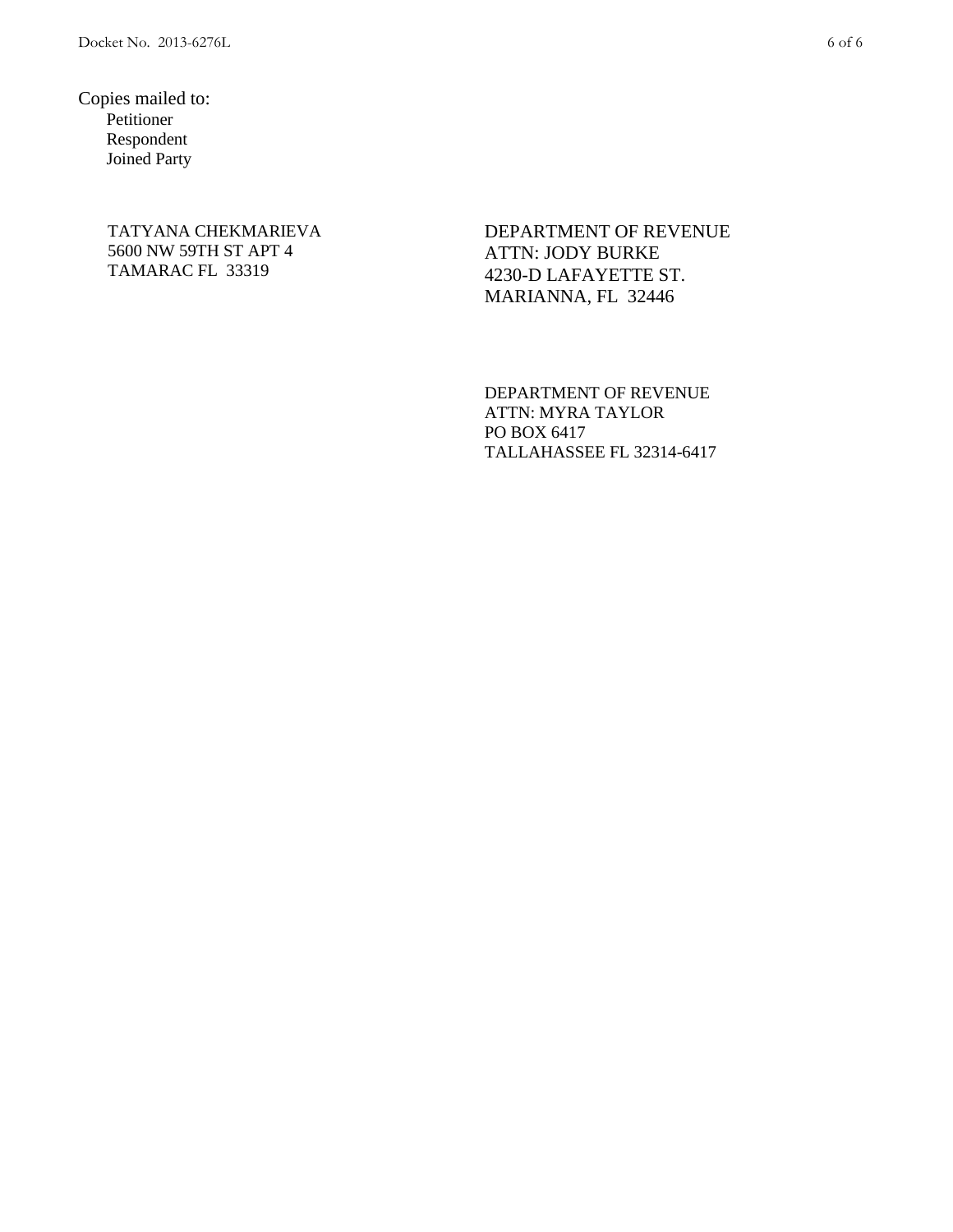Copies mailed to:
Petitioner
Respondent
Joined Party

TATYANA CHEKMARIEVA
5600 NW 59TH ST APT 4
TAMARAC FL 33319

DEPARTMENT OF REVENUE
ATTN: JODY BURKE
4230-D LAFAYETTE ST.
MARIANNA, FL 32446

DEPARTMENT OF REVENUE
ATTN: MYRA TAYLOR
PO BOX 6417
TALLAHASSEE FL 32314-6417